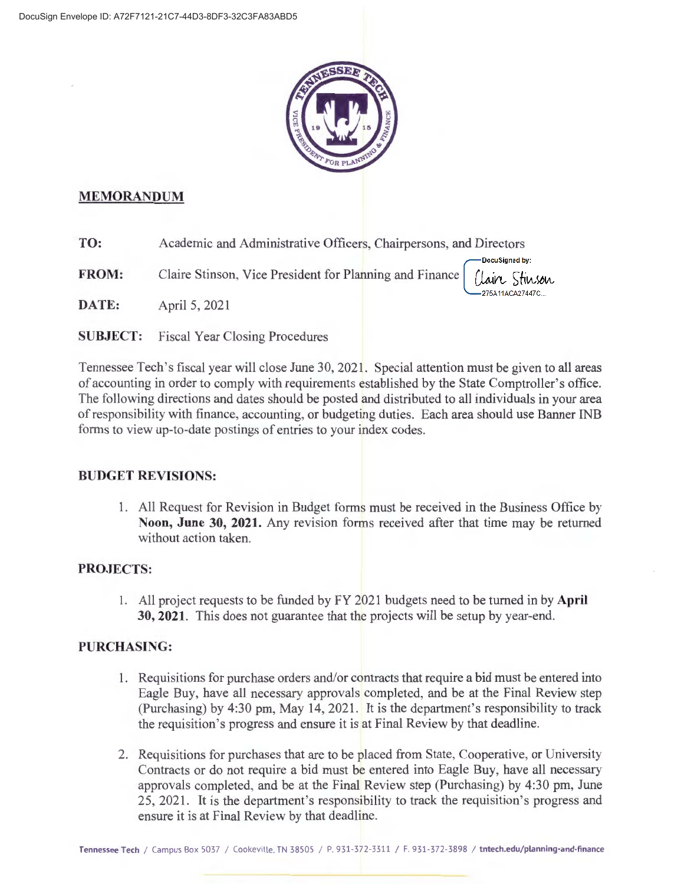DocuSign Envelope ID: A72F7121-21C7-44D3-8DF3-32C3FA83ABD5

## MEMORANDUM

**TO:** Academic and Administrative Officers, Chairpersons, and Directors

**FROM:** Claire Stinson, Vice President for Planning and Finance

DocuSigned by: Claire Stinson 275A11ACA27447C...

**DATE:** April 5, 2021

**SUBJECT:** Fiscal Year Closing Procedures

Tennessee Tech's fiscal year will close June 30, 2021. Special attention must be given to all areas of accounting in order to comply with requirements established by the State Comptroller's office. The following directions and dates should be posted and distributed to all individuals in your area of responsibility with finance, accounting, or budgeting duties. Each area should use Banner INB forms to view up-to-date postings of entries to your index codes.

### BUDGET REVISIONS:

1. All Request for Revision in Budget forms must be received in the Business Office by **Noon, June 30, 2021.** Any revision forms received after that time may be returned without action taken.

### PROJECTS:

1. All project requests to be funded by FY 2021 budgets need to be turned in by **April 30, 2021**. This does not guarantee that the projects will be setup by year-end.

### PURCHASING:

1. Requisitions for purchase orders and/or contracts that require a bid must be entered into Eagle Buy, have all necessary approvals completed, and be at the Final Review step (Purchasing) by 4:30 pm, May 14, 2021. It is the department's responsibility to track the requisition's progress and ensure it is at Final Review by that deadline.

2. Requisitions for purchases that are to be placed from State, Cooperative, or University Contracts or do not require a bid must be entered into Eagle Buy, have all necessary approvals completed, and be at the Final Review step (Purchasing) by 4:30 pm, June 25, 2021. It is the department's responsibility to track the requisition's progress and ensure it is at Final Review by that deadline.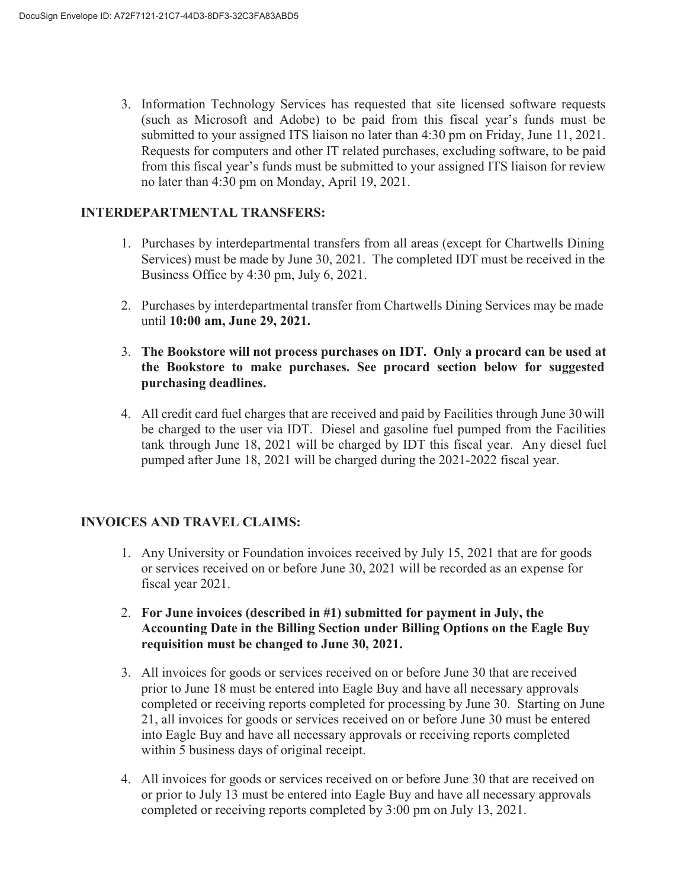3. Information Technology Services has requested that site licensed software requests (such as Microsoft and Adobe) to be paid from this fiscal year's funds must be submitted to your assigned ITS liaison no later than 4:30 pm on Friday, June 11, 2021. Requests for computers and other IT related purchases, excluding software, to be paid from this fiscal year's funds must be submitted to your assigned ITS liaison for review no later than 4:30 pm on Monday, April 19, 2021.

## INTERDEPARTMENTAL TRANSFERS:

1. Purchases by interdepartmental transfers from all areas (except for Chartwells Dining Services) must be made by June 30, 2021. The completed IDT must be received in the Business Office by 4:30 pm, July 6, 2021.

2. Purchases by interdepartmental transfer from Chartwells Dining Services may be made until **10:00 am, June 29, 2021.**

3. **The Bookstore will not process purchases on IDT. Only a procard can be used at the Bookstore to make purchases. See procard section below for suggested purchasing deadlines.**

4. All credit card fuel charges that are received and paid by Facilities through June 30 will be charged to the user via IDT. Diesel and gasoline fuel pumped from the Facilities tank through June 18, 2021 will be charged by IDT this fiscal year. Any diesel fuel pumped after June 18, 2021 will be charged during the 2021-2022 fiscal year.

## INVOICES AND TRAVEL CLAIMS:

1. Any University or Foundation invoices received by July 15, 2021 that are for goods or services received on or before June 30, 2021 will be recorded as an expense for fiscal year 2021.

2. **For June invoices (described in #1) submitted for payment in July, the Accounting Date in the Billing Section under Billing Options on the Eagle Buy requisition must be changed to June 30, 2021.**

3. All invoices for goods or services received on or before June 30 that are received prior to June 18 must be entered into Eagle Buy and have all necessary approvals completed or receiving reports completed for processing by June 30. Starting on June 21, all invoices for goods or services received on or before June 30 must be entered into Eagle Buy and have all necessary approvals or receiving reports completed within 5 business days of original receipt.

4. All invoices for goods or services received on or before June 30 that are received on or prior to July 13 must be entered into Eagle Buy and have all necessary approvals completed or receiving reports completed by 3:00 pm on July 13, 2021.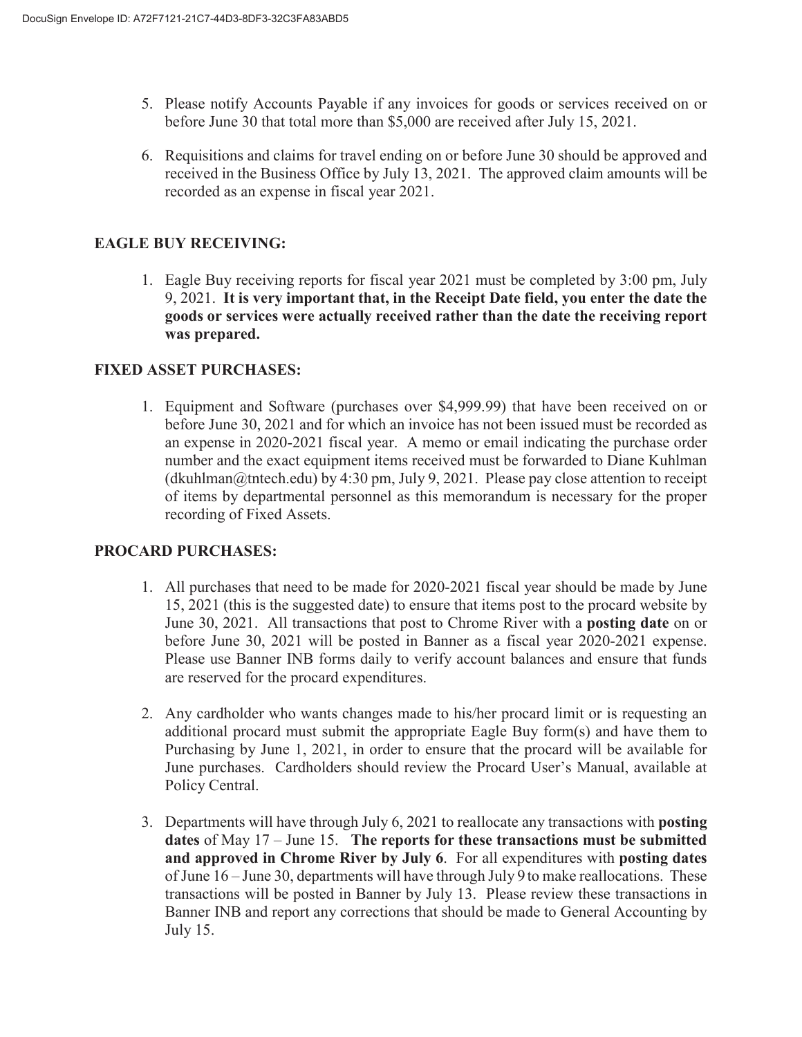5. Please notify Accounts Payable if any invoices for goods or services received on or before June 30 that total more than $5,000 are received after July 15, 2021.

6. Requisitions and claims for travel ending on or before June 30 should be approved and received in the Business Office by July 13, 2021. The approved claim amounts will be recorded as an expense in fiscal year 2021.

## EAGLE BUY RECEIVING:

1. Eagle Buy receiving reports for fiscal year 2021 must be completed by 3:00 pm, July 9, 2021. **It is very important that, in the Receipt Date field, you enter the date the goods or services were actually received rather than the date the receiving report was prepared.**

## FIXED ASSET PURCHASES:

1. Equipment and Software (purchases over $4,999.99) that have been received on or before June 30, 2021 and for which an invoice has not been issued must be recorded as an expense in 2020-2021 fiscal year. A memo or email indicating the purchase order number and the exact equipment items received must be forwarded to Diane Kuhlman (dkuhlman@tntech.edu) by 4:30 pm, July 9, 2021. Please pay close attention to receipt of items by departmental personnel as this memorandum is necessary for the proper recording of Fixed Assets.

## PROCARD PURCHASES:

1. All purchases that need to be made for 2020-2021 fiscal year should be made by June 15, 2021 (this is the suggested date) to ensure that items post to the procard website by June 30, 2021. All transactions that post to Chrome River with a **posting date** on or before June 30, 2021 will be posted in Banner as a fiscal year 2020-2021 expense. Please use Banner INB forms daily to verify account balances and ensure that funds are reserved for the procard expenditures.

2. Any cardholder who wants changes made to his/her procard limit or is requesting an additional procard must submit the appropriate Eagle Buy form(s) and have them to Purchasing by June 1, 2021, in order to ensure that the procard will be available for June purchases. Cardholders should review the Procard User's Manual, available at Policy Central.

3. Departments will have through July 6, 2021 to reallocate any transactions with **posting dates** of May 17 – June 15. **The reports for these transactions must be submitted and approved in Chrome River by July 6**. For all expenditures with **posting dates** of June 16 – June 30, departments will have through July 9 to make reallocations. These transactions will be posted in Banner by July 13. Please review these transactions in Banner INB and report any corrections that should be made to General Accounting by July 15.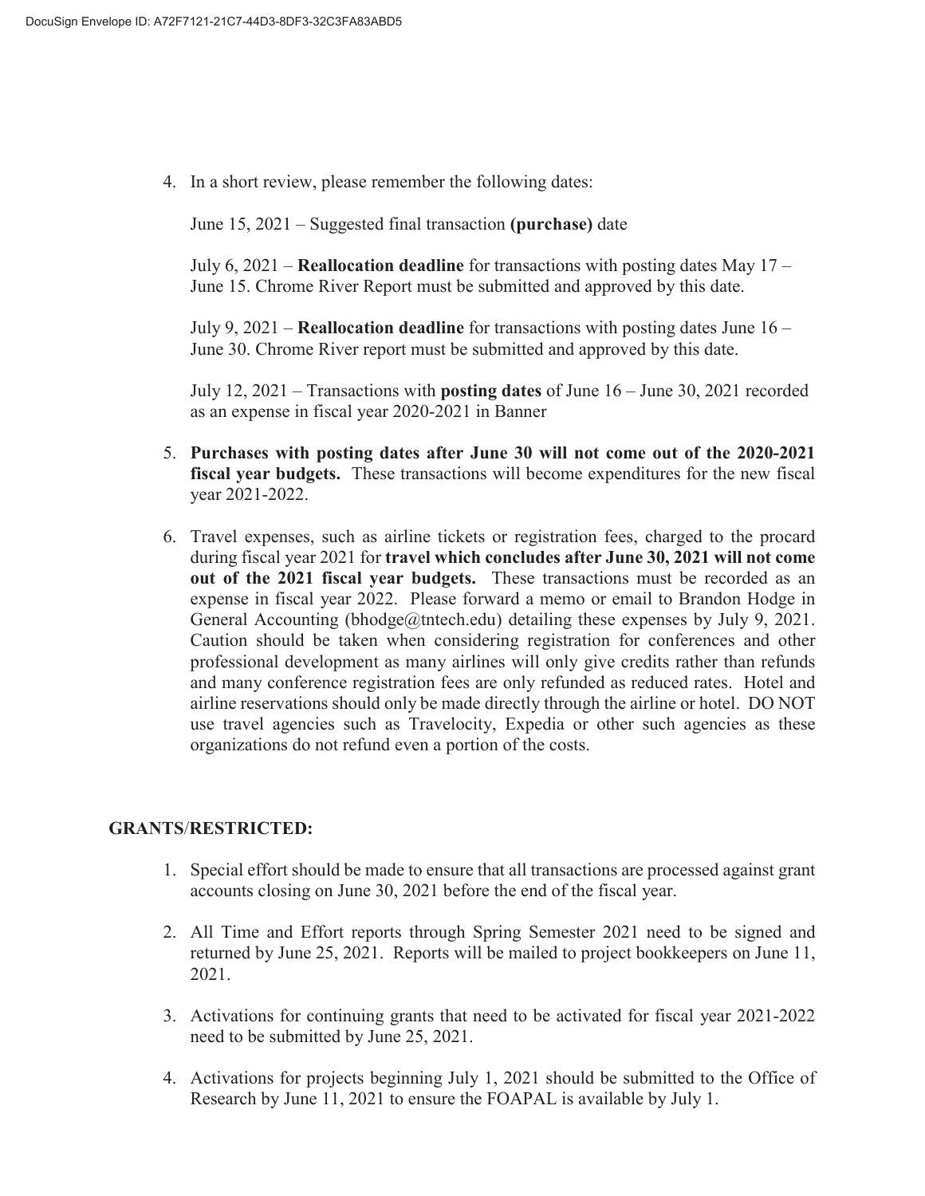4. In a short review, please remember the following dates:

   June 15, 2021 – Suggested final transaction **(purchase)** date

   July 6, 2021 – **Reallocation deadline** for transactions with posting dates May 17 – June 15. Chrome River Report must be submitted and approved by this date.

   July 9, 2021 – **Reallocation deadline** for transactions with posting dates June 16 – June 30. Chrome River report must be submitted and approved by this date.

   July 12, 2021 – Transactions with **posting dates** of June 16 – June 30, 2021 recorded as an expense in fiscal year 2020-2021 in Banner

5. **Purchases with posting dates after June 30 will not come out of the 2020-2021 fiscal year budgets.** These transactions will become expenditures for the new fiscal year 2021-2022.

6. Travel expenses, such as airline tickets or registration fees, charged to the procard during fiscal year 2021 for **travel which concludes after June 30, 2021 will not come out of the 2021 fiscal year budgets.** These transactions must be recorded as an expense in fiscal year 2022. Please forward a memo or email to Brandon Hodge in General Accounting (bhodge@tntech.edu) detailing these expenses by July 9, 2021. Caution should be taken when considering registration for conferences and other professional development as many airlines will only give credits rather than refunds and many conference registration fees are only refunded as reduced rates. Hotel and airline reservations should only be made directly through the airline or hotel. DO NOT use travel agencies such as Travelocity, Expedia or other such agencies as these organizations do not refund even a portion of the costs.

**GRANTS/RESTRICTED:**

1. Special effort should be made to ensure that all transactions are processed against grant accounts closing on June 30, 2021 before the end of the fiscal year.

2. All Time and Effort reports through Spring Semester 2021 need to be signed and returned by June 25, 2021. Reports will be mailed to project bookkeepers on June 11, 2021.

3. Activations for continuing grants that need to be activated for fiscal year 2021-2022 need to be submitted by June 25, 2021.

4. Activations for projects beginning July 1, 2021 should be submitted to the Office of Research by June 11, 2021 to ensure the FOAPAL is available by July 1.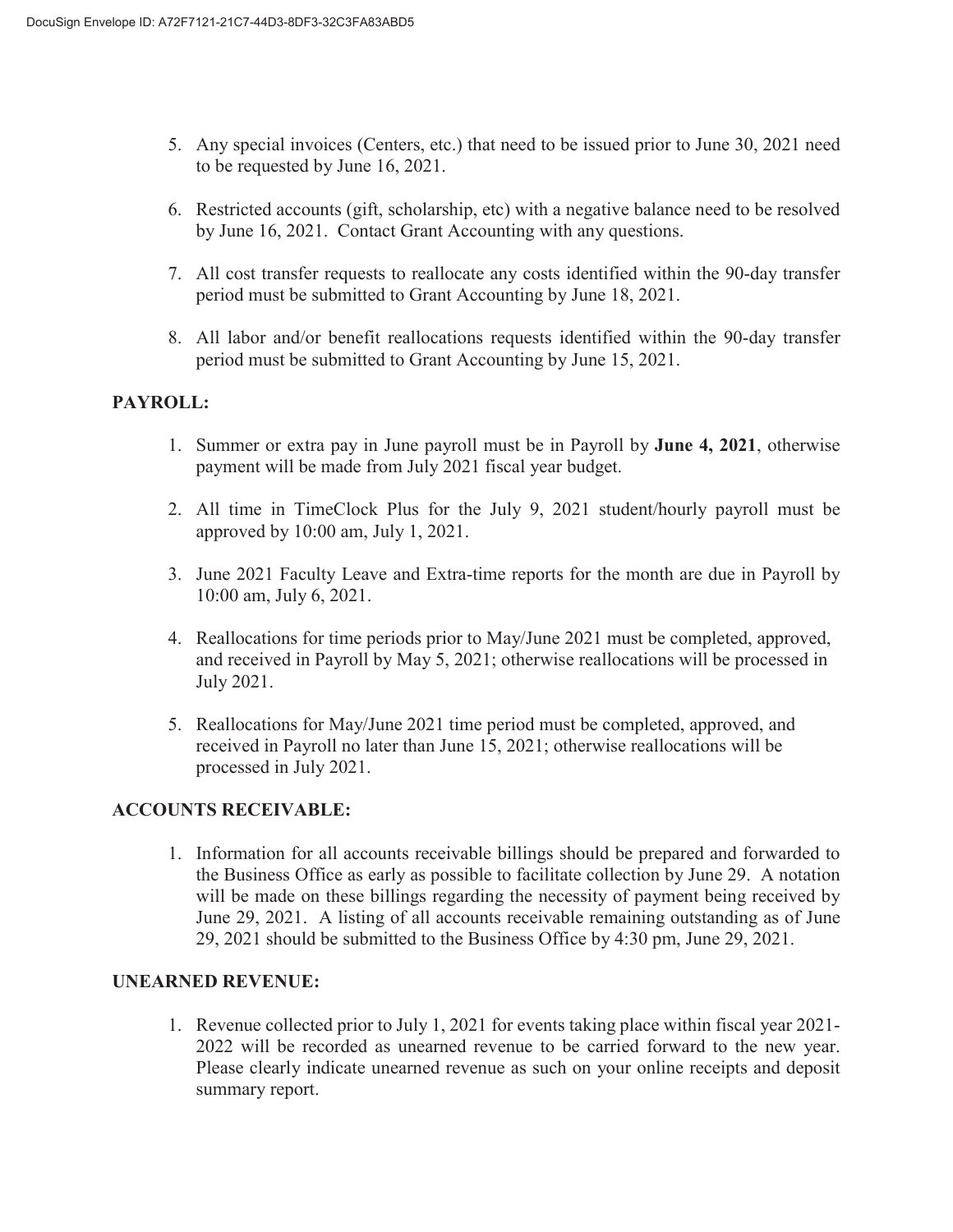5. Any special invoices (Centers, etc.) that need to be issued prior to June 30, 2021 need to be requested by June 16, 2021.

6. Restricted accounts (gift, scholarship, etc) with a negative balance need to be resolved by June 16, 2021. Contact Grant Accounting with any questions.

7. All cost transfer requests to reallocate any costs identified within the 90-day transfer period must be submitted to Grant Accounting by June 18, 2021.

8. All labor and/or benefit reallocations requests identified within the 90-day transfer period must be submitted to Grant Accounting by June 15, 2021.

**PAYROLL:**

1. Summer or extra pay in June payroll must be in Payroll by **June 4, 2021**, otherwise payment will be made from July 2021 fiscal year budget.

2. All time in TimeClock Plus for the July 9, 2021 student/hourly payroll must be approved by 10:00 am, July 1, 2021.

3. June 2021 Faculty Leave and Extra-time reports for the month are due in Payroll by 10:00 am, July 6, 2021.

4. Reallocations for time periods prior to May/June 2021 must be completed, approved, and received in Payroll by May 5, 2021; otherwise reallocations will be processed in July 2021.

5. Reallocations for May/June 2021 time period must be completed, approved, and received in Payroll no later than June 15, 2021; otherwise reallocations will be processed in July 2021.

**ACCOUNTS RECEIVABLE:**

1. Information for all accounts receivable billings should be prepared and forwarded to the Business Office as early as possible to facilitate collection by June 29. A notation will be made on these billings regarding the necessity of payment being received by June 29, 2021. A listing of all accounts receivable remaining outstanding as of June 29, 2021 should be submitted to the Business Office by 4:30 pm, June 29, 2021.

**UNEARNED REVENUE:**

1. Revenue collected prior to July 1, 2021 for events taking place within fiscal year 2021-2022 will be recorded as unearned revenue to be carried forward to the new year. Please clearly indicate unearned revenue as such on your online receipts and deposit summary report.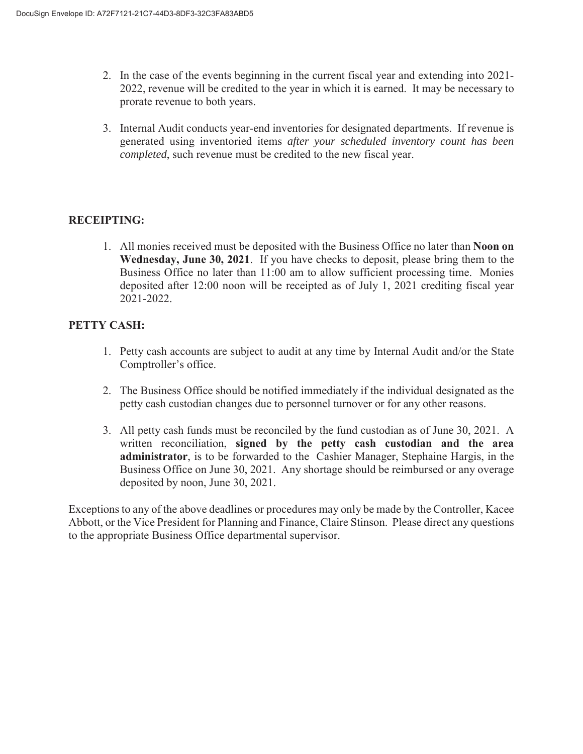2. In the case of the events beginning in the current fiscal year and extending into 2021-2022, revenue will be credited to the year in which it is earned. It may be necessary to prorate revenue to both years.

3. Internal Audit conducts year-end inventories for designated departments. If revenue is generated using inventoried items *after your scheduled inventory count has been completed*, such revenue must be credited to the new fiscal year.

## RECEIPTING:

1. All monies received must be deposited with the Business Office no later than **Noon on Wednesday, June 30, 2021**. If you have checks to deposit, please bring them to the Business Office no later than 11:00 am to allow sufficient processing time. Monies deposited after 12:00 noon will be receipted as of July 1, 2021 crediting fiscal year 2021-2022.

## PETTY CASH:

1. Petty cash accounts are subject to audit at any time by Internal Audit and/or the State Comptroller's office.

2. The Business Office should be notified immediately if the individual designated as the petty cash custodian changes due to personnel turnover or for any other reasons.

3. All petty cash funds must be reconciled by the fund custodian as of June 30, 2021. A written reconciliation, **signed by the petty cash custodian and the area administrator**, is to be forwarded to the Cashier Manager, Stephaine Hargis, in the Business Office on June 30, 2021. Any shortage should be reimbursed or any overage deposited by noon, June 30, 2021.

Exceptions to any of the above deadlines or procedures may only be made by the Controller, Kacee Abbott, or the Vice President for Planning and Finance, Claire Stinson. Please direct any questions to the appropriate Business Office departmental supervisor.